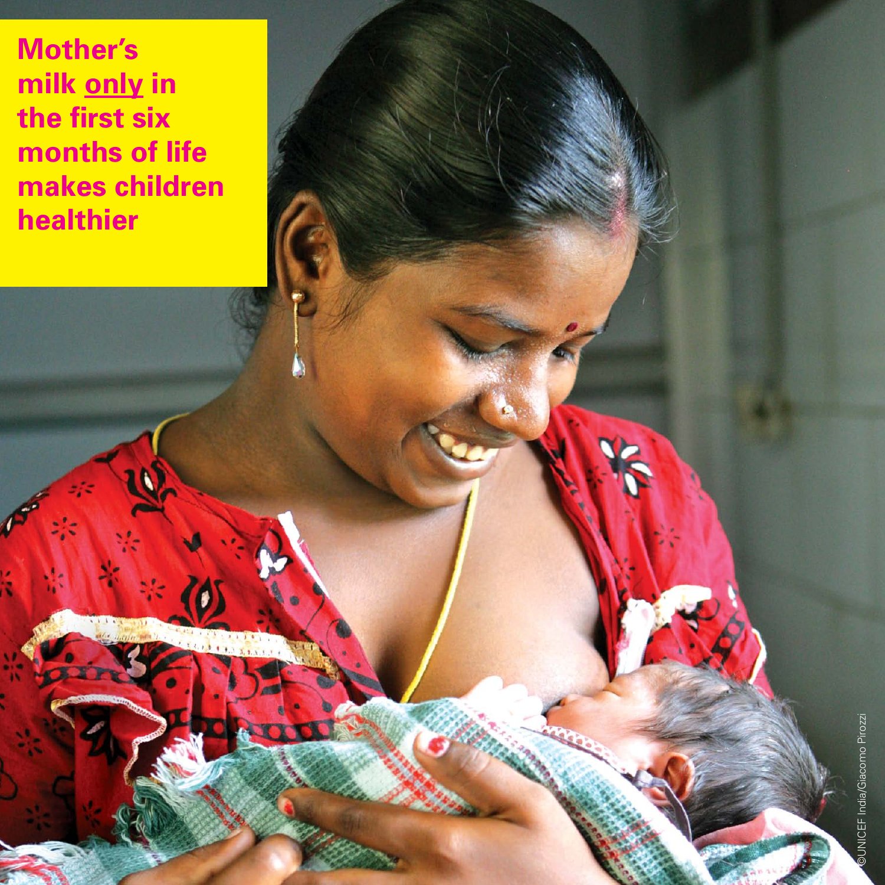**Mother's milk <u>only</u> in the first six months of life makes children healthier**

©UNICEF India/Giacomo Pirozzi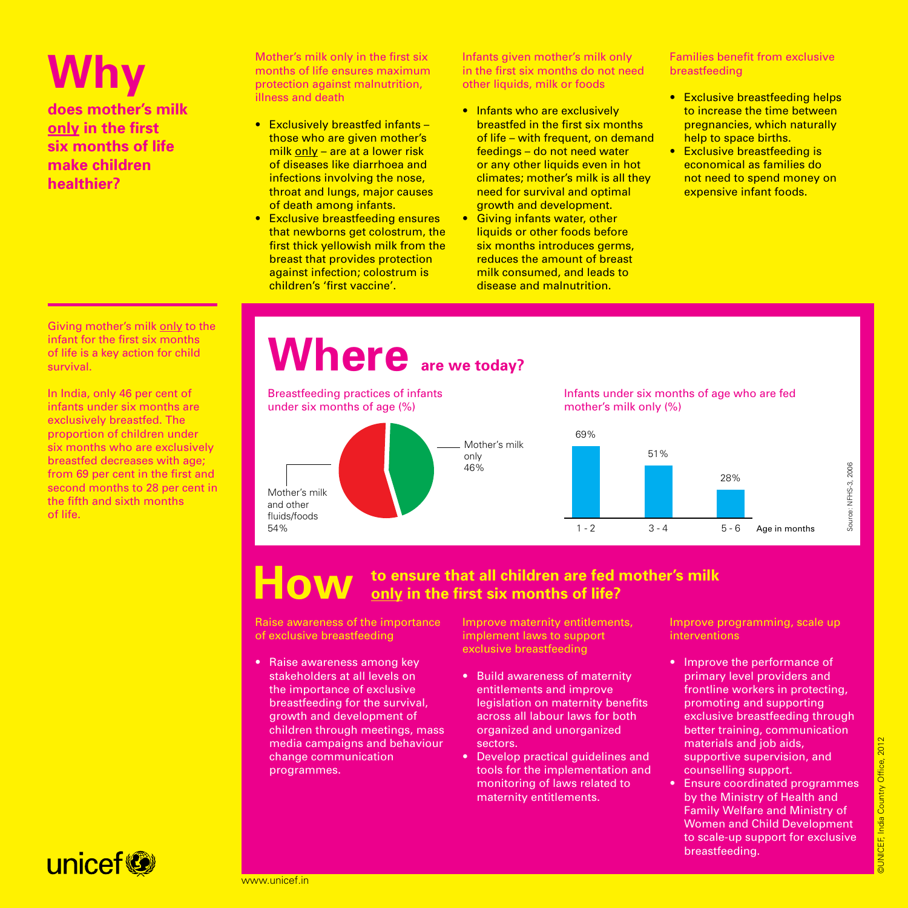# Why

## does mother's milk only in the first six months of life make children healthier?

### Mother's milk only in the first six months of life ensures maximum protection against malnutrition, illness and death

- Exclusively breastfed infants – those who are given mother's milk only – are at a lower risk of diseases like diarrhoea and infections involving the nose, throat and lungs, major causes of death among infants.
- Exclusive breastfeeding ensures that newborns get colostrum, the first thick yellowish milk from the breast that provides protection against infection; colostrum is children's 'first vaccine'.

### Infants given mother's milk only in the first six months do not need other liquids, milk or foods

- Infants who are exclusively breastfed in the first six months of life – with frequent, on demand feedings – do not need water or any other liquids even in hot climates; mother's milk is all they need for survival and optimal growth and development.
- Giving infants water, other liquids or other foods before six months introduces germs, reduces the amount of breast milk consumed, and leads to disease and malnutrition.

### Families benefit from exclusive breastfeeding

- Exclusive breastfeeding helps to increase the time between pregnancies, which naturally help to space births.
- Exclusive breastfeeding is economical as families do not need to spend money on expensive infant foods.

Giving mother's milk only to the infant for the first six months of life is a key action for child survival.

In India, only 46 per cent of infants under six months are exclusively breastfed. The proportion of children under six months who are exclusively breastfed decreases with age; from 69 per cent in the first and second months to 28 per cent in the fifth and sixth months of life.

# Where are we today?

Breastfeeding practices of infants under six months of age (%)

Mother's milk only 46%

Mother's milk and other fluids/foods 54%

Infants under six months of age who are fed mother's milk only (%)

69%
51%
28%
1 - 2
3 - 4
5 - 6
Age in months

Source: NFHS-3, 2006

# How to ensure that all children are fed mother's milk only in the first six months of life?

### Raise awareness of the importance of exclusive breastfeeding

- Raise awareness among key stakeholders at all levels on the importance of exclusive breastfeeding for the survival, growth and development of children through meetings, mass media campaigns and behaviour change communication programmes.

### Improve maternity entitlements, implement laws to support exclusive breastfeeding

- Build awareness of maternity entitlements and improve legislation on maternity benefits across all labour laws for both organized and unorganized sectors.
- Develop practical guidelines and tools for the implementation and monitoring of laws related to maternity entitlements.

### Improve programming, scale up interventions

- Improve the performance of primary level providers and frontline workers in protecting, promoting and supporting exclusive breastfeeding through better training, communication materials and job aids, supportive supervision, and counselling support.
- Ensure coordinated programmes by the Ministry of Health and Family Welfare and Ministry of Women and Child Development to scale-up support for exclusive breastfeeding.

unicef

www.unicef.in

©UNICEF, India Country Office, 2012